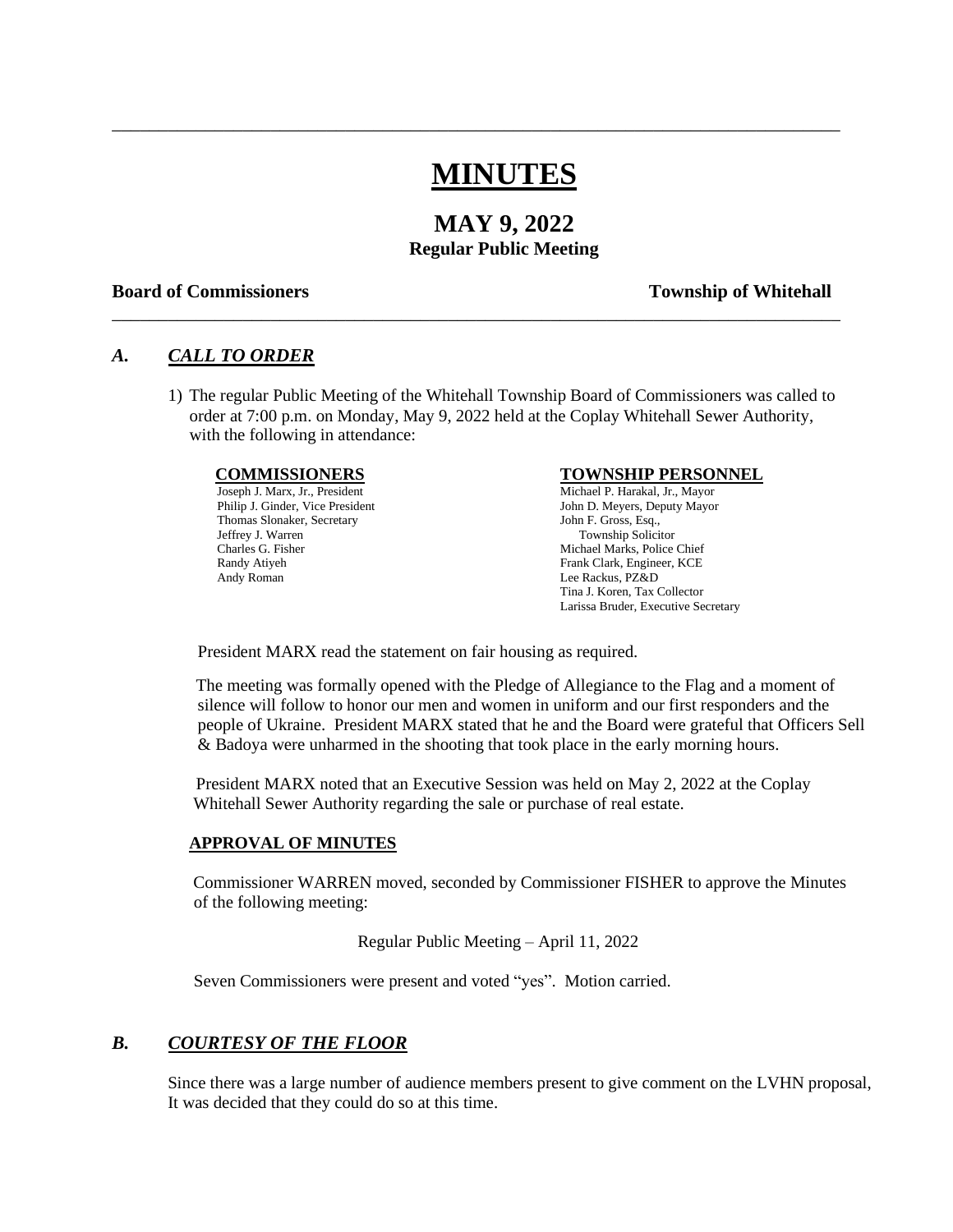# MINUTES

## MAY 9, 2022

### Regular Public Meeting

**Board of Commissioners** **Township of Whitehall**

---

## *A. CALL TO ORDER*

1) The regular Public Meeting of the Whitehall Township Board of Commissioners was called to order at 7:00 p.m. on Monday, May 9, 2022 held at the Coplay Whitehall Sewer Authority, with the following in attendance:

| **COMMISSIONERS** | **TOWNSHIP PERSONNEL** |
|---|---|
| Joseph J. Marx, Jr., President | Michael P. Harakal, Jr., Mayor |
| Philip J. Ginder, Vice President | John D. Meyers, Deputy Mayor |
| Thomas Slonaker, Secretary | John F. Gross, Esq., |
| Jeffrey J. Warren | Township Solicitor |
| Charles G. Fisher | Michael Marks, Police Chief |
| Randy Atiyeh | Frank Clark, Engineer, KCE |
| Andy Roman | Lee Rackus, PZ&D |
| | Tina J. Koren, Tax Collector |
| | Larissa Bruder, Executive Secretary |

President MARX read the statement on fair housing as required.

The meeting was formally opened with the Pledge of Allegiance to the Flag and a moment of silence will follow to honor our men and women in uniform and our first responders and the people of Ukraine. President MARX stated that he and the Board were grateful that Officers Sell & Badoya were unharmed in the shooting that took place in the early morning hours.

President MARX noted that an Executive Session was held on May 2, 2022 at the Coplay Whitehall Sewer Authority regarding the sale or purchase of real estate.

**APPROVAL OF MINUTES**

Commissioner WARREN moved, seconded by Commissioner FISHER to approve the Minutes of the following meeting:

Regular Public Meeting – April 11, 2022

Seven Commissioners were present and voted "yes". Motion carried.

## *B. COURTESY OF THE FLOOR*

Since there was a large number of audience members present to give comment on the LVHN proposal, It was decided that they could do so at this time.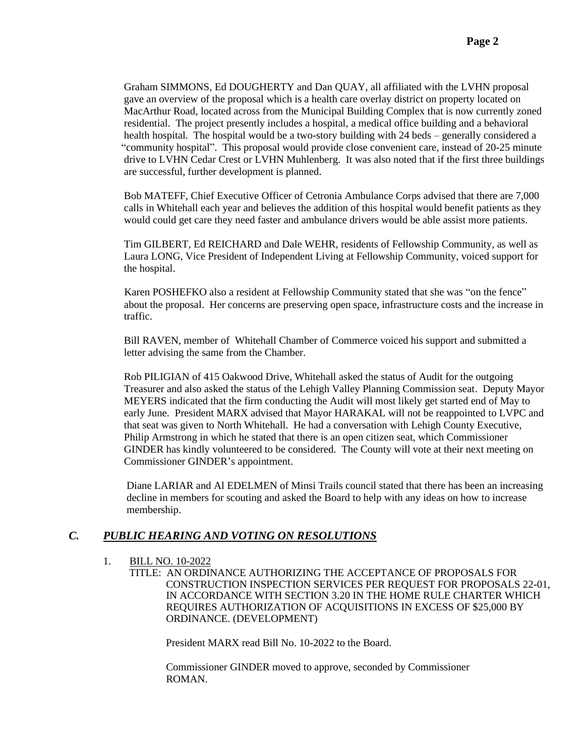Graham SIMMONS, Ed DOUGHERTY and Dan QUAY, all affiliated with the LVHN proposal gave an overview of the proposal which is a health care overlay district on property located on MacArthur Road, located across from the Municipal Building Complex that is now currently zoned residential. The project presently includes a hospital, a medical office building and a behavioral health hospital. The hospital would be a two-story building with 24 beds – generally considered a "community hospital". This proposal would provide close convenient care, instead of 20-25 minute drive to LVHN Cedar Crest or LVHN Muhlenberg. It was also noted that if the first three buildings are successful, further development is planned.

Bob MATEFF, Chief Executive Officer of Cetronia Ambulance Corps advised that there are 7,000 calls in Whitehall each year and believes the addition of this hospital would benefit patients as they would could get care they need faster and ambulance drivers would be able assist more patients.

Tim GILBERT, Ed REICHARD and Dale WEHR, residents of Fellowship Community, as well as Laura LONG, Vice President of Independent Living at Fellowship Community, voiced support for the hospital.

Karen POSHEFKO also a resident at Fellowship Community stated that she was "on the fence" about the proposal. Her concerns are preserving open space, infrastructure costs and the increase in traffic.

Bill RAVEN, member of Whitehall Chamber of Commerce voiced his support and submitted a letter advising the same from the Chamber.

Rob PILIGIAN of 415 Oakwood Drive, Whitehall asked the status of Audit for the outgoing Treasurer and also asked the status of the Lehigh Valley Planning Commission seat. Deputy Mayor MEYERS indicated that the firm conducting the Audit will most likely get started end of May to early June. President MARX advised that Mayor HARAKAL will not be reappointed to LVPC and that seat was given to North Whitehall. He had a conversation with Lehigh County Executive, Philip Armstrong in which he stated that there is an open citizen seat, which Commissioner GINDER has kindly volunteered to be considered. The County will vote at their next meeting on Commissioner GINDER's appointment.

Diane LARIAR and Al EDELMEN of Minsi Trails council stated that there has been an increasing decline in members for scouting and asked the Board to help with any ideas on how to increase membership.

## *C. PUBLIC HEARING AND VOTING ON RESOLUTIONS*

1. BILL NO. 10-2022

   TITLE: AN ORDINANCE AUTHORIZING THE ACCEPTANCE OF PROPOSALS FOR CONSTRUCTION INSPECTION SERVICES PER REQUEST FOR PROPOSALS 22-01, IN ACCORDANCE WITH SECTION 3.20 IN THE HOME RULE CHARTER WHICH REQUIRES AUTHORIZATION OF ACQUISITIONS IN EXCESS OF $25,000 BY ORDINANCE. (DEVELOPMENT)

   President MARX read Bill No. 10-2022 to the Board.

   Commissioner GINDER moved to approve, seconded by Commissioner ROMAN.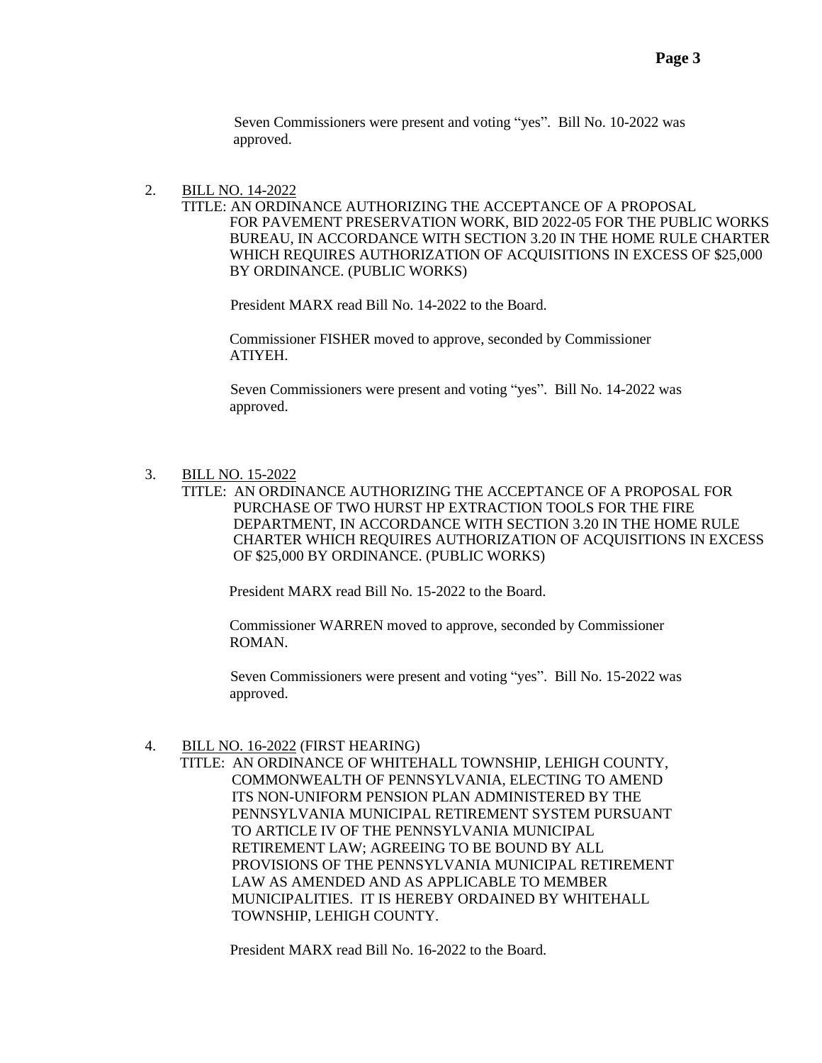Seven Commissioners were present and voting "yes". Bill No. 10-2022 was approved.

2. BILL NO. 14-2022

   TITLE: AN ORDINANCE AUTHORIZING THE ACCEPTANCE OF A PROPOSAL FOR PAVEMENT PRESERVATION WORK, BID 2022-05 FOR THE PUBLIC WORKS BUREAU, IN ACCORDANCE WITH SECTION 3.20 IN THE HOME RULE CHARTER WHICH REQUIRES AUTHORIZATION OF ACQUISITIONS IN EXCESS OF $25,000 BY ORDINANCE. (PUBLIC WORKS)

   President MARX read Bill No. 14-2022 to the Board.

   Commissioner FISHER moved to approve, seconded by Commissioner ATIYEH.

   Seven Commissioners were present and voting "yes". Bill No. 14-2022 was approved.

3. BILL NO. 15-2022

   TITLE: AN ORDINANCE AUTHORIZING THE ACCEPTANCE OF A PROPOSAL FOR PURCHASE OF TWO HURST HP EXTRACTION TOOLS FOR THE FIRE DEPARTMENT, IN ACCORDANCE WITH SECTION 3.20 IN THE HOME RULE CHARTER WHICH REQUIRES AUTHORIZATION OF ACQUISITIONS IN EXCESS OF $25,000 BY ORDINANCE. (PUBLIC WORKS)

   President MARX read Bill No. 15-2022 to the Board.

   Commissioner WARREN moved to approve, seconded by Commissioner ROMAN.

   Seven Commissioners were present and voting "yes". Bill No. 15-2022 was approved.

4. BILL NO. 16-2022 (FIRST HEARING)

   TITLE: AN ORDINANCE OF WHITEHALL TOWNSHIP, LEHIGH COUNTY, COMMONWEALTH OF PENNSYLVANIA, ELECTING TO AMEND ITS NON-UNIFORM PENSION PLAN ADMINISTERED BY THE PENNSYLVANIA MUNICIPAL RETIREMENT SYSTEM PURSUANT TO ARTICLE IV OF THE PENNSYLVANIA MUNICIPAL RETIREMENT LAW; AGREEING TO BE BOUND BY ALL PROVISIONS OF THE PENNSYLVANIA MUNICIPAL RETIREMENT LAW AS AMENDED AND AS APPLICABLE TO MEMBER MUNICIPALITIES. IT IS HEREBY ORDAINED BY WHITEHALL TOWNSHIP, LEHIGH COUNTY.

   President MARX read Bill No. 16-2022 to the Board.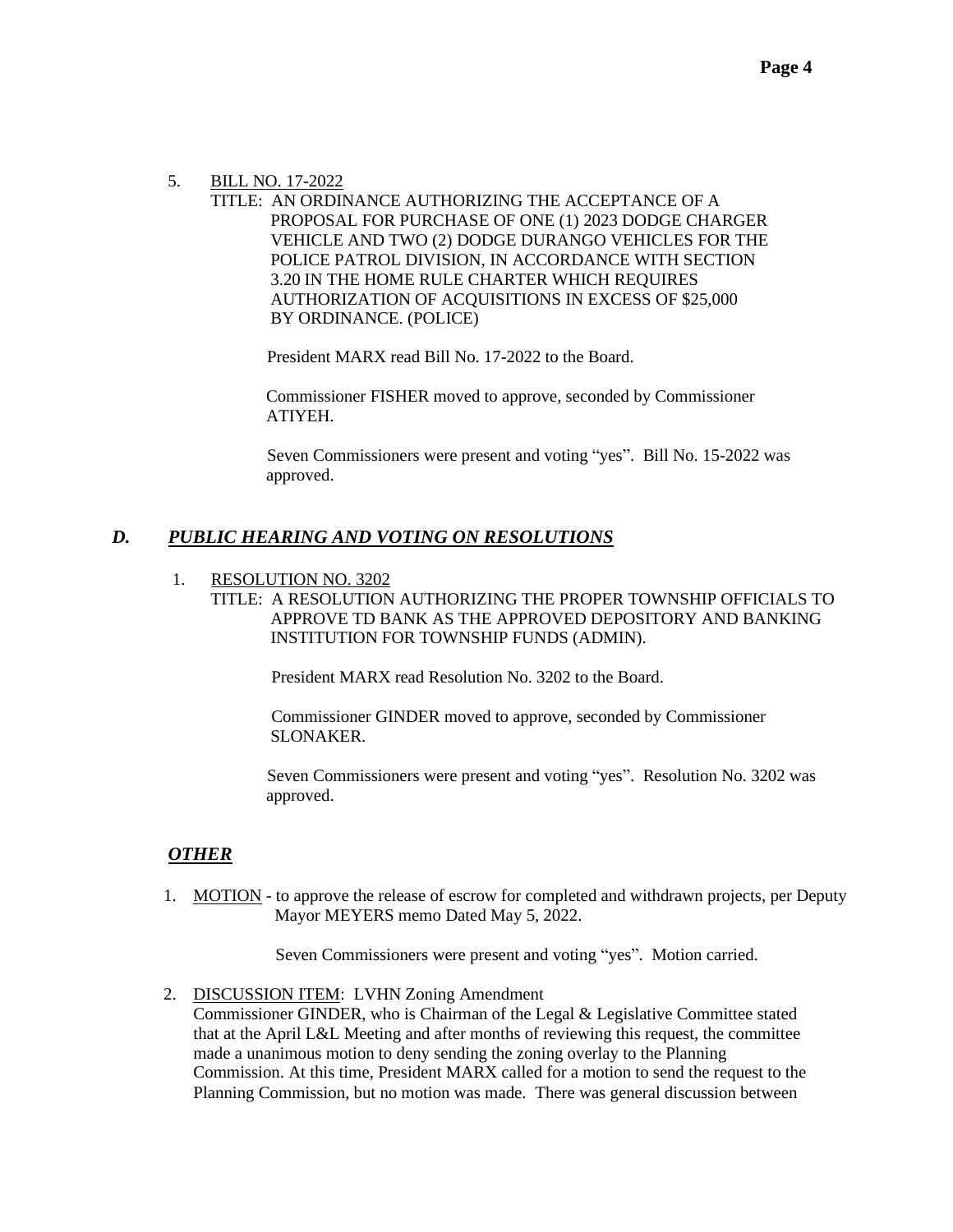5. BILL NO. 17-2022

   TITLE: AN ORDINANCE AUTHORIZING THE ACCEPTANCE OF A PROPOSAL FOR PURCHASE OF ONE (1) 2023 DODGE CHARGER VEHICLE AND TWO (2) DODGE DURANGO VEHICLES FOR THE POLICE PATROL DIVISION, IN ACCORDANCE WITH SECTION 3.20 IN THE HOME RULE CHARTER WHICH REQUIRES AUTHORIZATION OF ACQUISITIONS IN EXCESS OF $25,000 BY ORDINANCE. (POLICE)

   President MARX read Bill No. 17-2022 to the Board.

   Commissioner FISHER moved to approve, seconded by Commissioner ATIYEH.

   Seven Commissioners were present and voting "yes". Bill No. 15-2022 was approved.

## *D. PUBLIC HEARING AND VOTING ON RESOLUTIONS*

1. RESOLUTION NO. 3202

   TITLE: A RESOLUTION AUTHORIZING THE PROPER TOWNSHIP OFFICIALS TO APPROVE TD BANK AS THE APPROVED DEPOSITORY AND BANKING INSTITUTION FOR TOWNSHIP FUNDS (ADMIN).

   President MARX read Resolution No. 3202 to the Board.

   Commissioner GINDER moved to approve, seconded by Commissioner SLONAKER.

   Seven Commissioners were present and voting "yes". Resolution No. 3202 was approved.

## *OTHER*

1. MOTION - to approve the release of escrow for completed and withdrawn projects, per Deputy Mayor MEYERS memo Dated May 5, 2022.

   Seven Commissioners were present and voting "yes". Motion carried.

2. DISCUSSION ITEM: LVHN Zoning Amendment
   Commissioner GINDER, who is Chairman of the Legal & Legislative Committee stated that at the April L&L Meeting and after months of reviewing this request, the committee made a unanimous motion to deny sending the zoning overlay to the Planning Commission. At this time, President MARX called for a motion to send the request to the Planning Commission, but no motion was made. There was general discussion between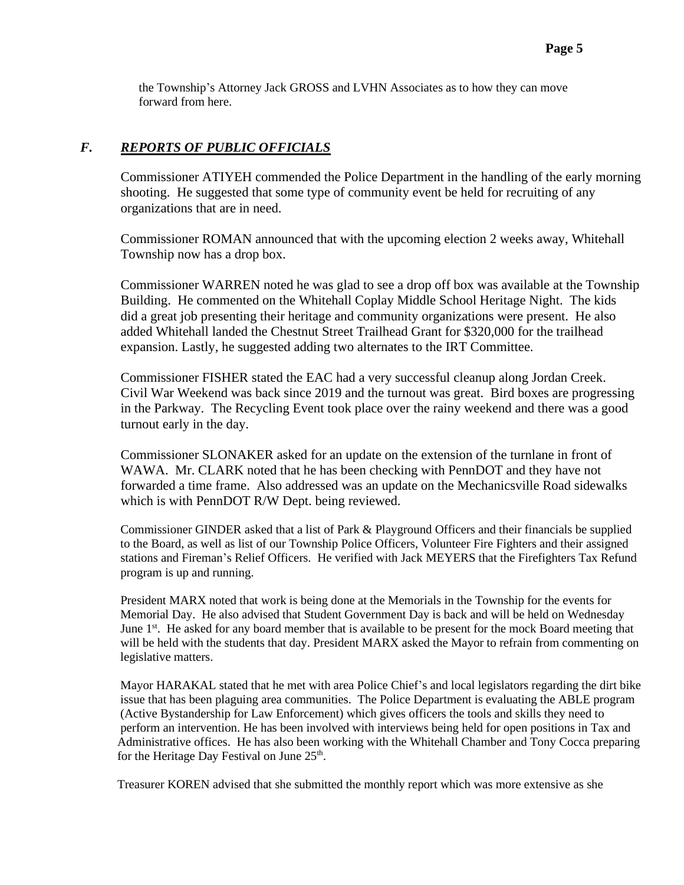the Township's Attorney Jack GROSS and LVHN Associates as to how they can move forward from here.

## *F. REPORTS OF PUBLIC OFFICIALS*

Commissioner ATIYEH commended the Police Department in the handling of the early morning shooting. He suggested that some type of community event be held for recruiting of any organizations that are in need.

Commissioner ROMAN announced that with the upcoming election 2 weeks away, Whitehall Township now has a drop box.

Commissioner WARREN noted he was glad to see a drop off box was available at the Township Building. He commented on the Whitehall Coplay Middle School Heritage Night. The kids did a great job presenting their heritage and community organizations were present. He also added Whitehall landed the Chestnut Street Trailhead Grant for $320,000 for the trailhead expansion. Lastly, he suggested adding two alternates to the IRT Committee.

Commissioner FISHER stated the EAC had a very successful cleanup along Jordan Creek. Civil War Weekend was back since 2019 and the turnout was great. Bird boxes are progressing in the Parkway. The Recycling Event took place over the rainy weekend and there was a good turnout early in the day.

Commissioner SLONAKER asked for an update on the extension of the turnlane in front of WAWA. Mr. CLARK noted that he has been checking with PennDOT and they have not forwarded a time frame. Also addressed was an update on the Mechanicsville Road sidewalks which is with PennDOT R/W Dept. being reviewed.

Commissioner GINDER asked that a list of Park & Playground Officers and their financials be supplied to the Board, as well as list of our Township Police Officers, Volunteer Fire Fighters and their assigned stations and Fireman's Relief Officers. He verified with Jack MEYERS that the Firefighters Tax Refund program is up and running.

President MARX noted that work is being done at the Memorials in the Township for the events for Memorial Day. He also advised that Student Government Day is back and will be held on Wednesday June 1st. He asked for any board member that is available to be present for the mock Board meeting that will be held with the students that day. President MARX asked the Mayor to refrain from commenting on legislative matters.

Mayor HARAKAL stated that he met with area Police Chief's and local legislators regarding the dirt bike issue that has been plaguing area communities. The Police Department is evaluating the ABLE program (Active Bystandership for Law Enforcement) which gives officers the tools and skills they need to perform an intervention. He has been involved with interviews being held for open positions in Tax and Administrative offices. He has also been working with the Whitehall Chamber and Tony Cocca preparing for the Heritage Day Festival on June 25th.

Treasurer KOREN advised that she submitted the monthly report which was more extensive as she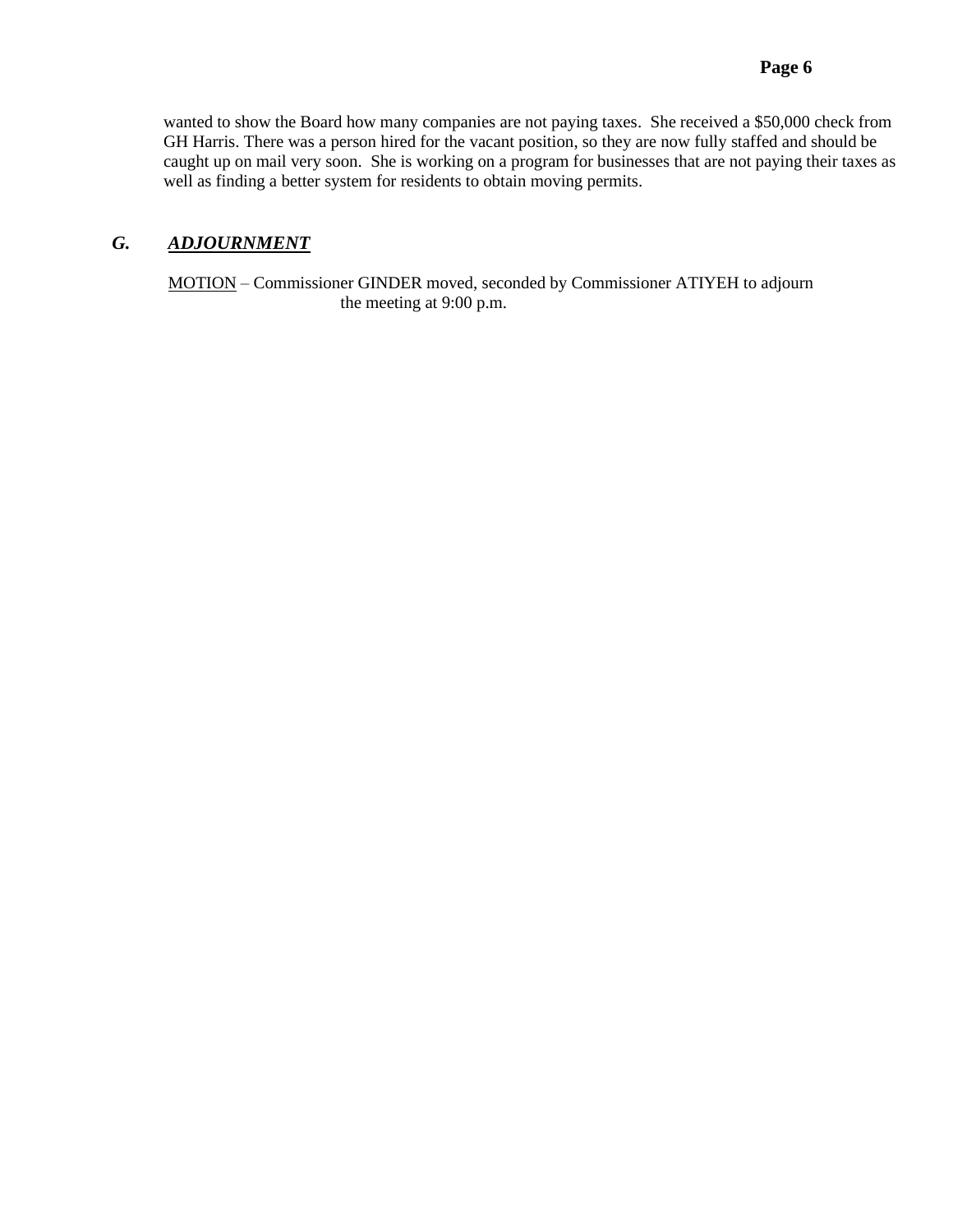wanted to show the Board how many companies are not paying taxes. She received a $50,000 check from GH Harris. There was a person hired for the vacant position, so they are now fully staffed and should be caught up on mail very soon. She is working on a program for businesses that are not paying their taxes as well as finding a better system for residents to obtain moving permits.

## *G. ADJOURNMENT*

MOTION – Commissioner GINDER moved, seconded by Commissioner ATIYEH to adjourn the meeting at 9:00 p.m.